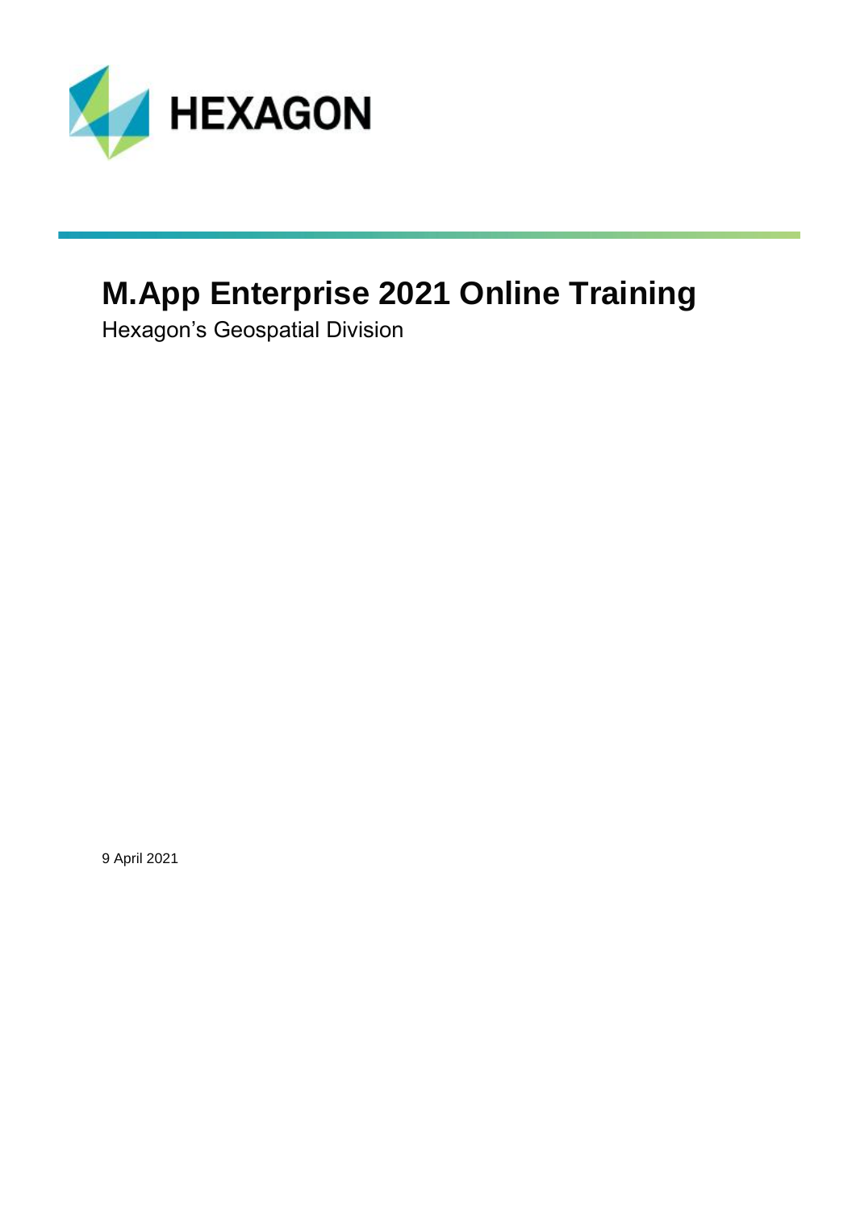HEXAGON

# M.App Enterprise 2021 Online Training

Hexagon's Geospatial Division

9 April 2021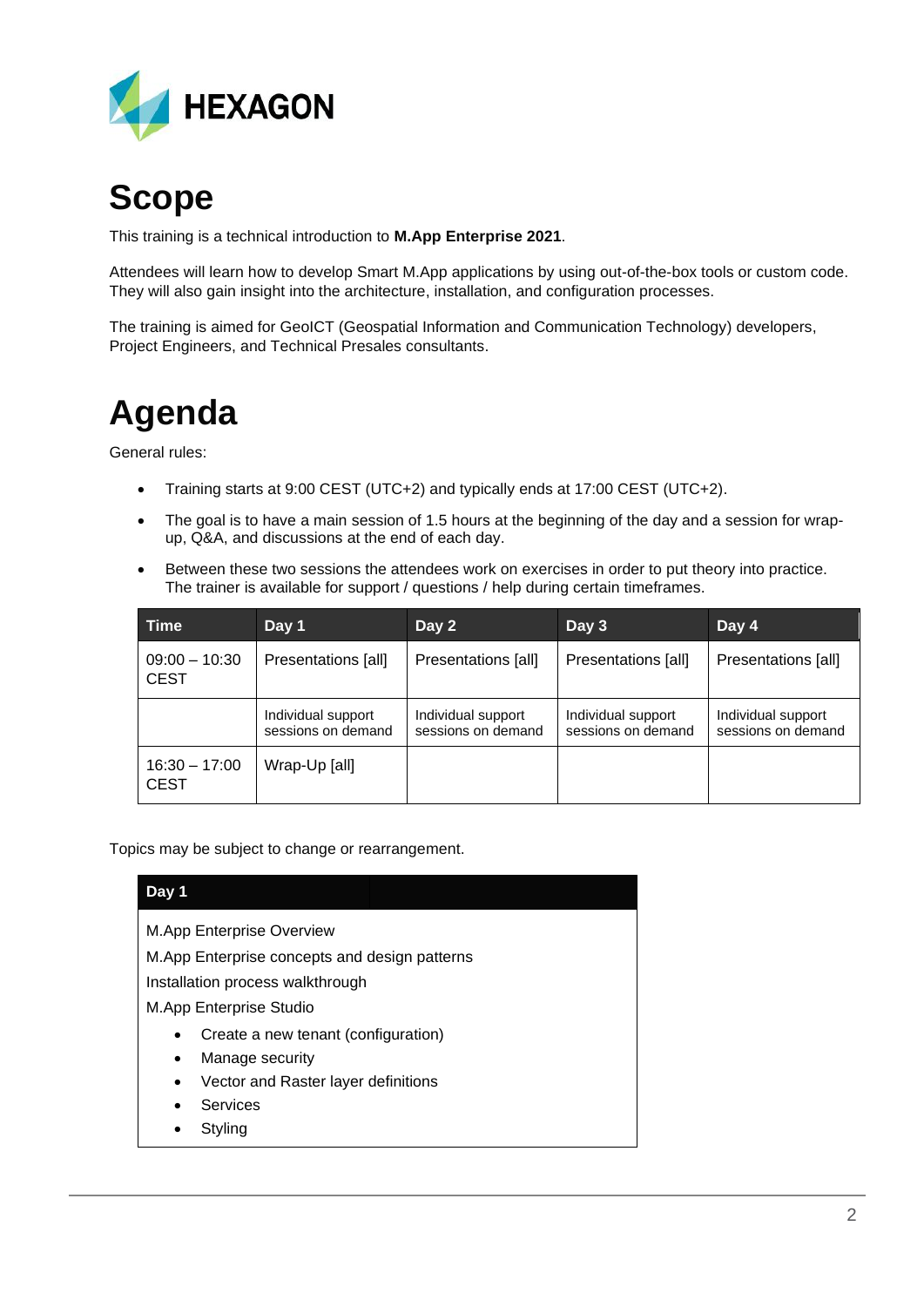# Scope

This training is a technical introduction to **M.App Enterprise 2021**.

Attendees will learn how to develop Smart M.App applications by using out-of-the-box tools or custom code. They will also gain insight into the architecture, installation, and configuration processes.

The training is aimed for GeoICT (Geospatial Information and Communication Technology) developers, Project Engineers, and Technical Presales consultants.

# Agenda

General rules:

- Training starts at 9:00 CEST (UTC+2) and typically ends at 17:00 CEST (UTC+2).
- The goal is to have a main session of 1.5 hours at the beginning of the day and a session for wrap-up, Q&A, and discussions at the end of each day.
- Between these two sessions the attendees work on exercises in order to put theory into practice. The trainer is available for support / questions / help during certain timeframes.

| Time | Day 1 | Day 2 | Day 3 | Day 4 |
|---|---|---|---|---|
| 09:00 – 10:30 CEST | Presentations [all] | Presentations [all] | Presentations [all] | Presentations [all] |
| | Individual support sessions on demand | Individual support sessions on demand | Individual support sessions on demand | Individual support sessions on demand |
| 16:30 – 17:00 CEST | Wrap-Up [all] | | | |

Topics may be subject to change or rearrangement.

| Day 1 |
|---|
| M.App Enterprise Overview |
| M.App Enterprise concepts and design patterns |
| Installation process walkthrough |
| M.App Enterprise Studio<br>• Create a new tenant (configuration)<br>• Manage security<br>• Vector and Raster layer definitions<br>• Services<br>• Styling |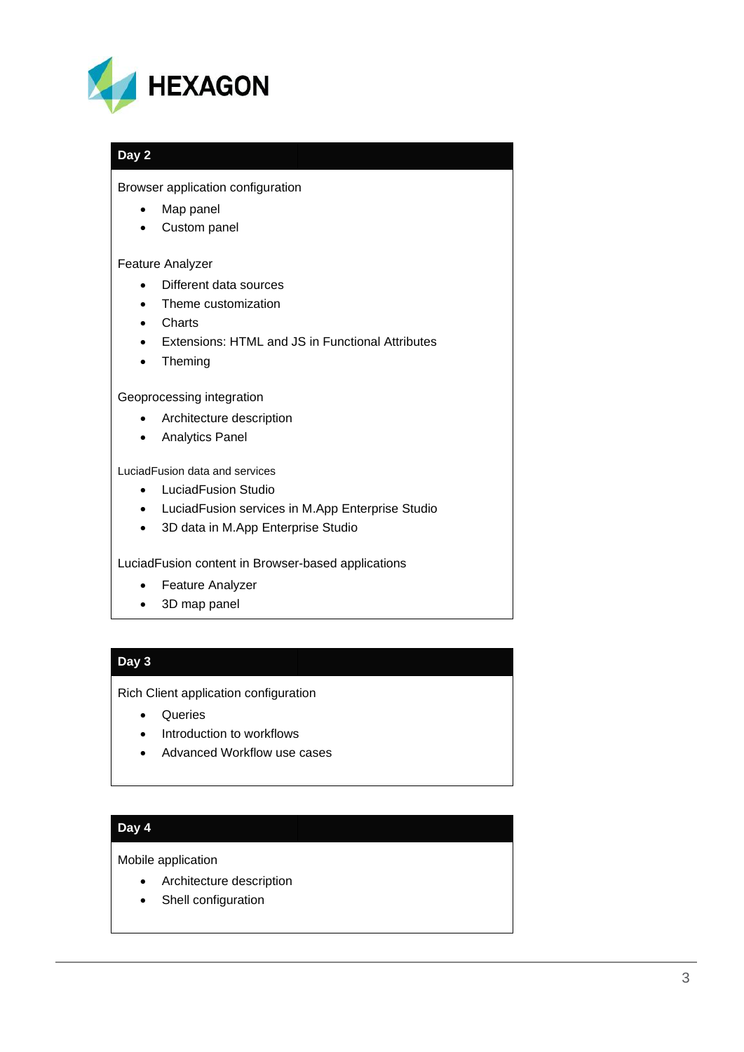HEXAGON

## Day 2

Browser application configuration

- Map panel
- Custom panel

Feature Analyzer

- Different data sources
- Theme customization
- Charts
- Extensions: HTML and JS in Functional Attributes
- Theming

Geoprocessing integration

- Architecture description
- Analytics Panel

LuciadFusion data and services

- LuciadFusion Studio
- LuciadFusion services in M.App Enterprise Studio
- 3D data in M.App Enterprise Studio

LuciadFusion content in Browser-based applications

- Feature Analyzer
- 3D map panel

## Day 3

Rich Client application configuration

- Queries
- Introduction to workflows
- Advanced Workflow use cases

## Day 4

Mobile application

- Architecture description
- Shell configuration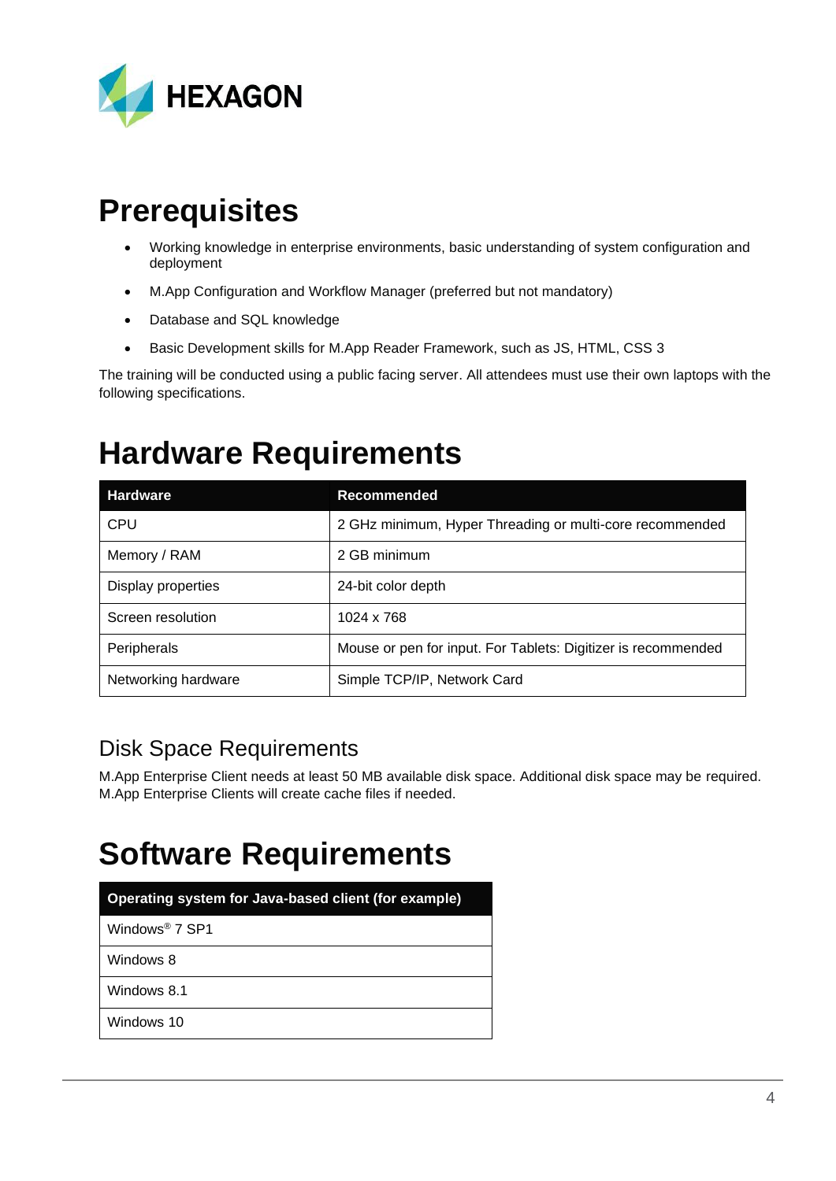# Prerequisites

- Working knowledge in enterprise environments, basic understanding of system configuration and deployment
- M.App Configuration and Workflow Manager (preferred but not mandatory)
- Database and SQL knowledge
- Basic Development skills for M.App Reader Framework, such as JS, HTML, CSS 3

The training will be conducted using a public facing server. All attendees must use their own laptops with the following specifications.

# Hardware Requirements

| Hardware | Recommended |
| --- | --- |
| CPU | 2 GHz minimum, Hyper Threading or multi-core recommended |
| Memory / RAM | 2 GB minimum |
| Display properties | 24-bit color depth |
| Screen resolution | 1024 x 768 |
| Peripherals | Mouse or pen for input. For Tablets: Digitizer is recommended |
| Networking hardware | Simple TCP/IP, Network Card |

## Disk Space Requirements

M.App Enterprise Client needs at least 50 MB available disk space. Additional disk space may be required. M.App Enterprise Clients will create cache files if needed.

# Software Requirements

| Operating system for Java-based client (for example) |
| --- |
| Windows® 7 SP1 |
| Windows 8 |
| Windows 8.1 |
| Windows 10 |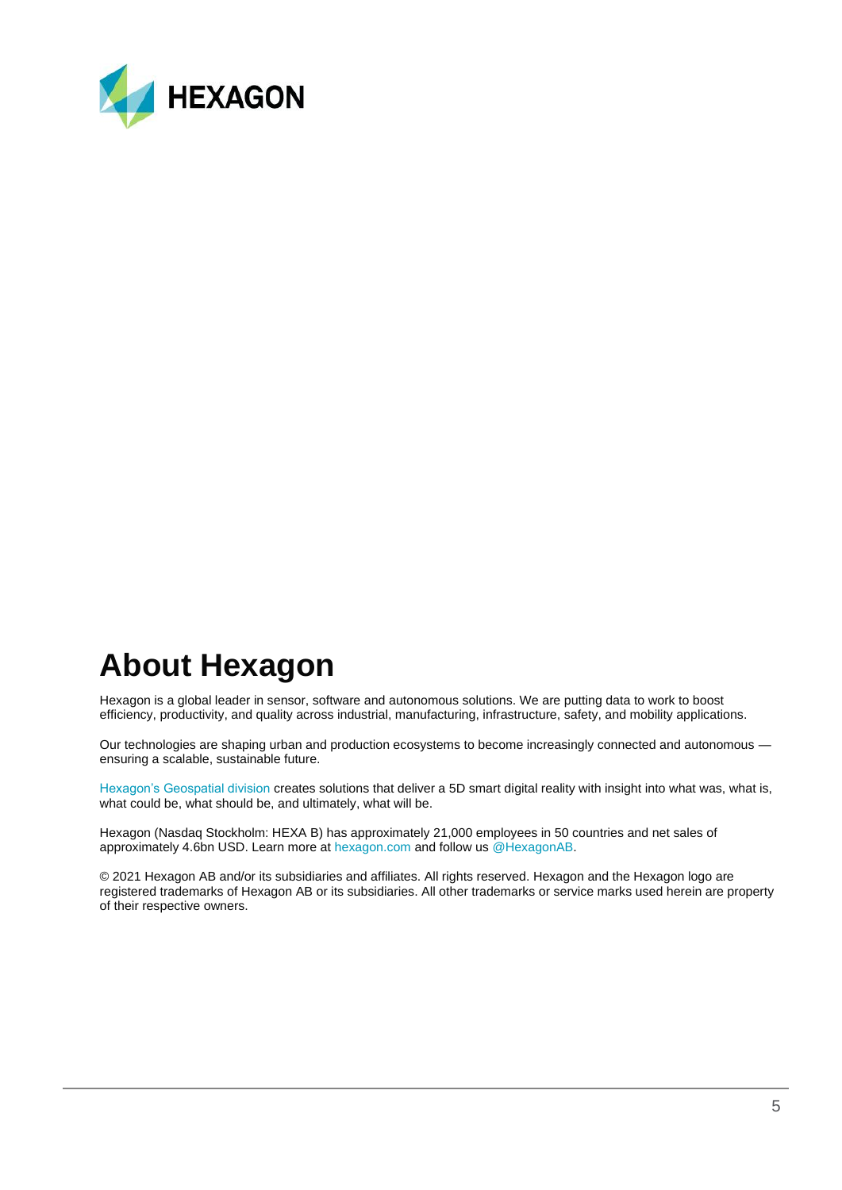# About Hexagon

Hexagon is a global leader in sensor, software and autonomous solutions. We are putting data to work to boost efficiency, productivity, and quality across industrial, manufacturing, infrastructure, safety, and mobility applications.

Our technologies are shaping urban and production ecosystems to become increasingly connected and autonomous — ensuring a scalable, sustainable future.

Hexagon's Geospatial division creates solutions that deliver a 5D smart digital reality with insight into what was, what is, what could be, what should be, and ultimately, what will be.

Hexagon (Nasdaq Stockholm: HEXA B) has approximately 21,000 employees in 50 countries and net sales of approximately 4.6bn USD. Learn more at hexagon.com and follow us @HexagonAB.

© 2021 Hexagon AB and/or its subsidiaries and affiliates. All rights reserved. Hexagon and the Hexagon logo are registered trademarks of Hexagon AB or its subsidiaries. All other trademarks or service marks used herein are property of their respective owners.